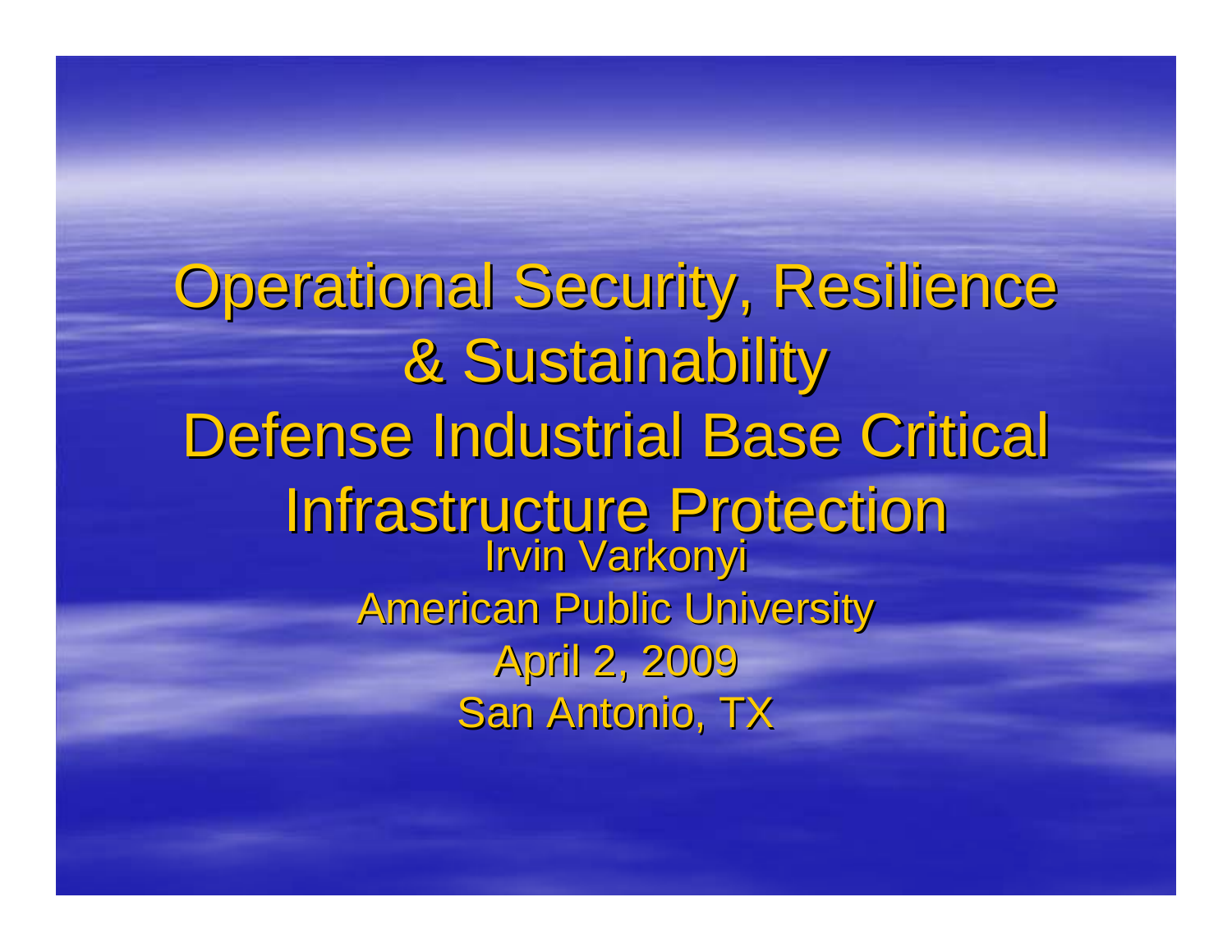# Operational Security, Resilience & Sustainability Defense Industrial Base Critical Infrastructure Protection

Irvin Varkonyi

American Public University

April 2, 2009

San Antonio, TX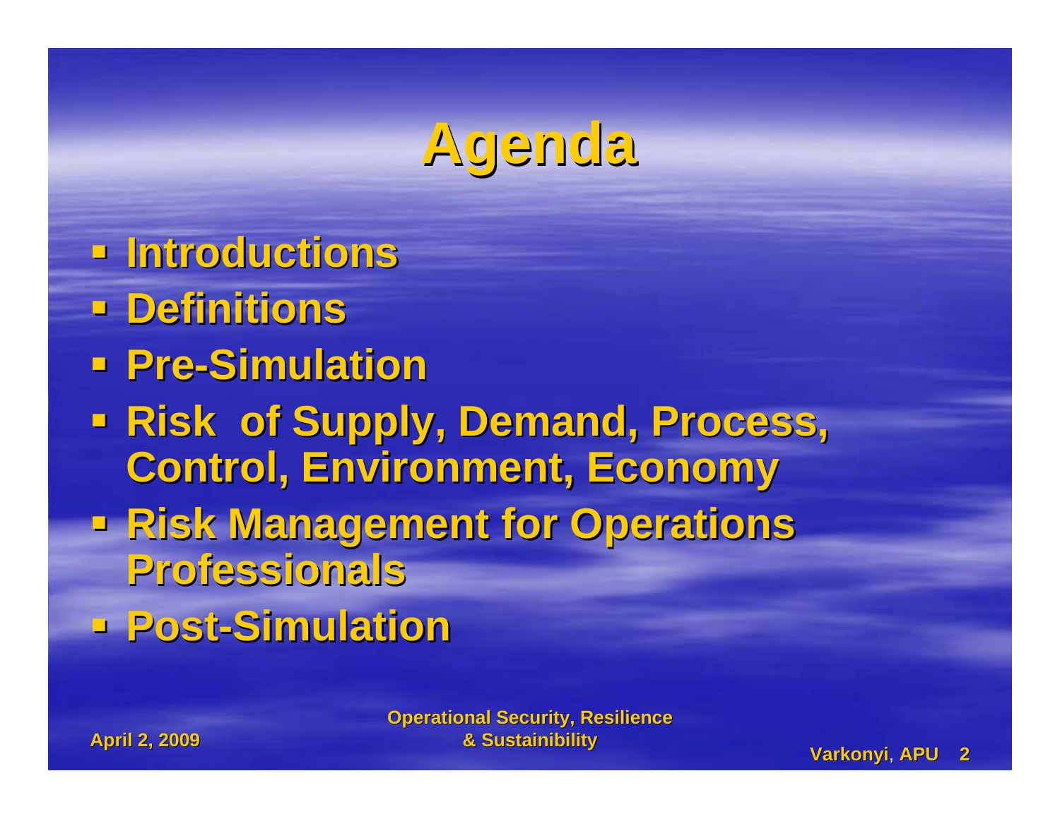# Agenda

- Introductions
- Definitions
- Pre-Simulation
- Risk of Supply, Demand, Process, Control, Environment, Economy
- Risk Management for Operations Professionals
- Post-Simulation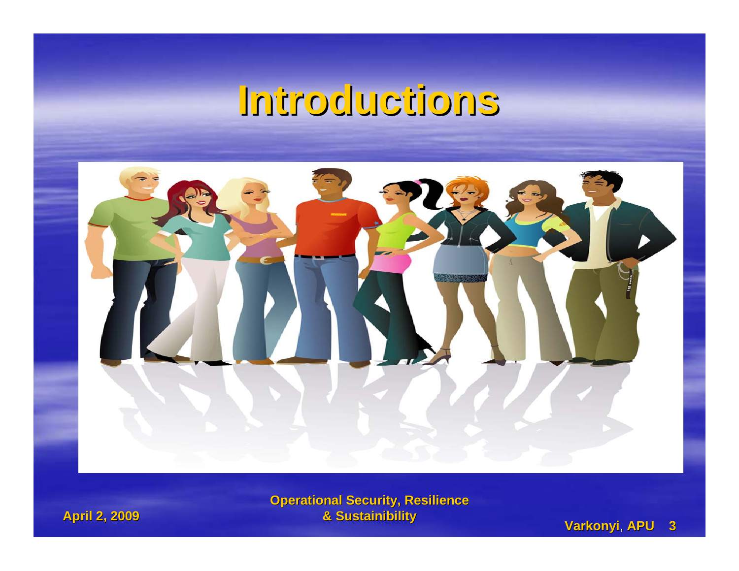# Introductions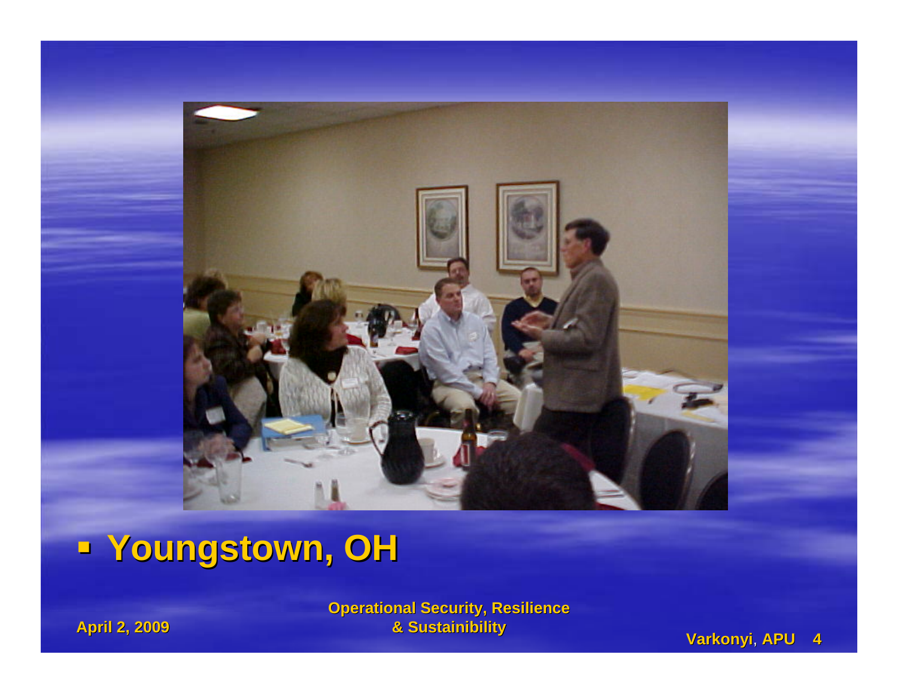- **Youngstown, OH**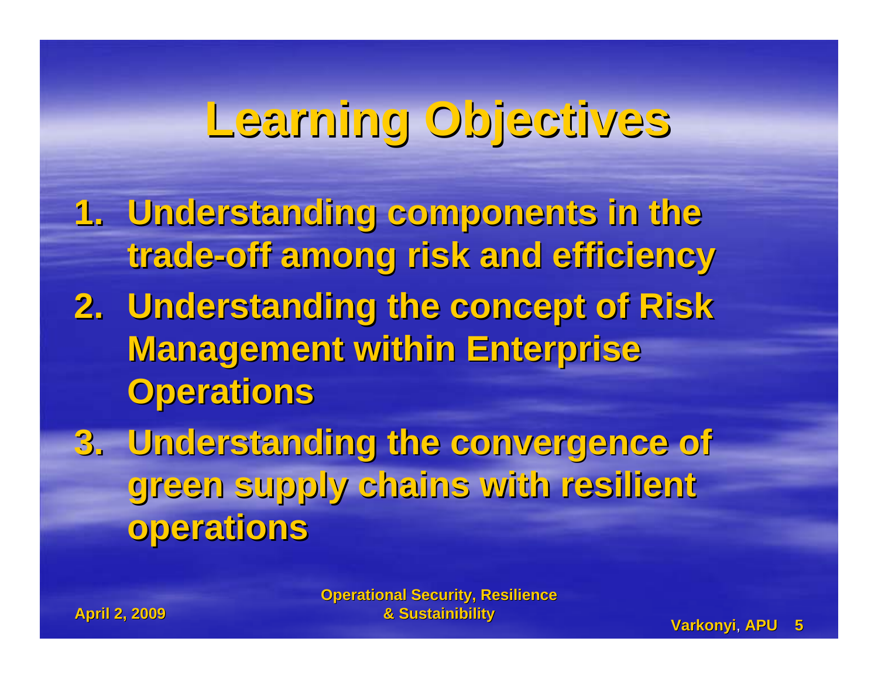# Learning Objectives

1. Understanding components in the trade-off among risk and efficiency
2. Understanding the concept of Risk Management within Enterprise Operations
3. Understanding the convergence of green supply chains with resilient operations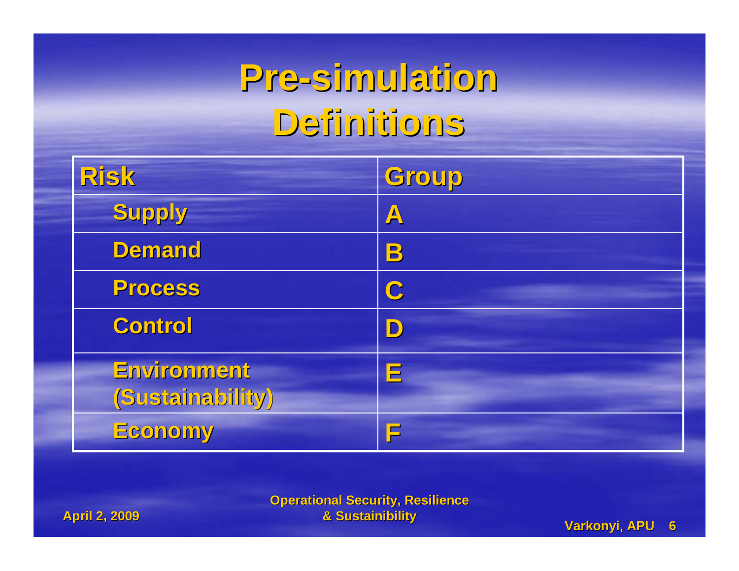# Pre-simulation Definitions

| Risk | Group |
|---|---|
| Supply | A |
| Demand | B |
| Process | C |
| Control | D |
| Environment (Sustainability) | E |
| Economy | F |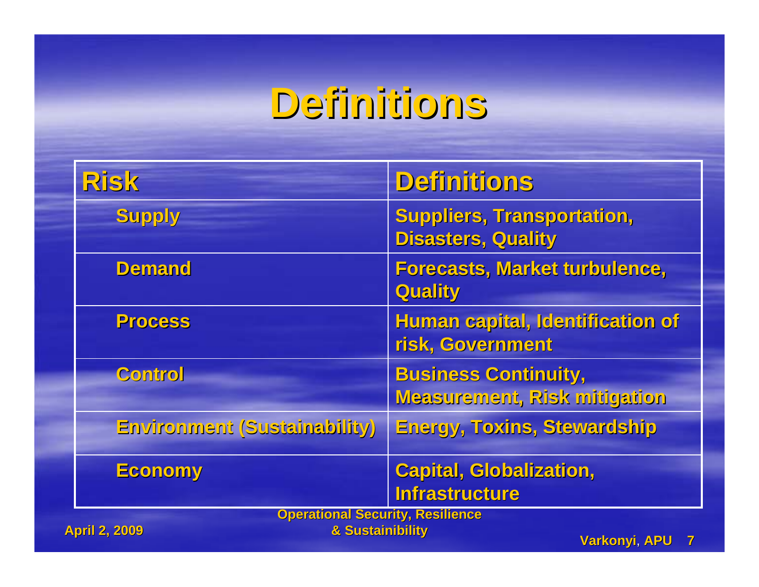# Definitions

| Risk | Definitions |
|---|---|
| Supply | Suppliers, Transportation, Disasters, Quality |
| Demand | Forecasts, Market turbulence, Quality |
| Process | Human capital, Identification of risk, Government |
| Control | Business Continuity, Measurement, Risk mitigation |
| Environment (Sustainability) | Energy, Toxins, Stewardship |
| Economy | Capital, Globalization, Infrastructure |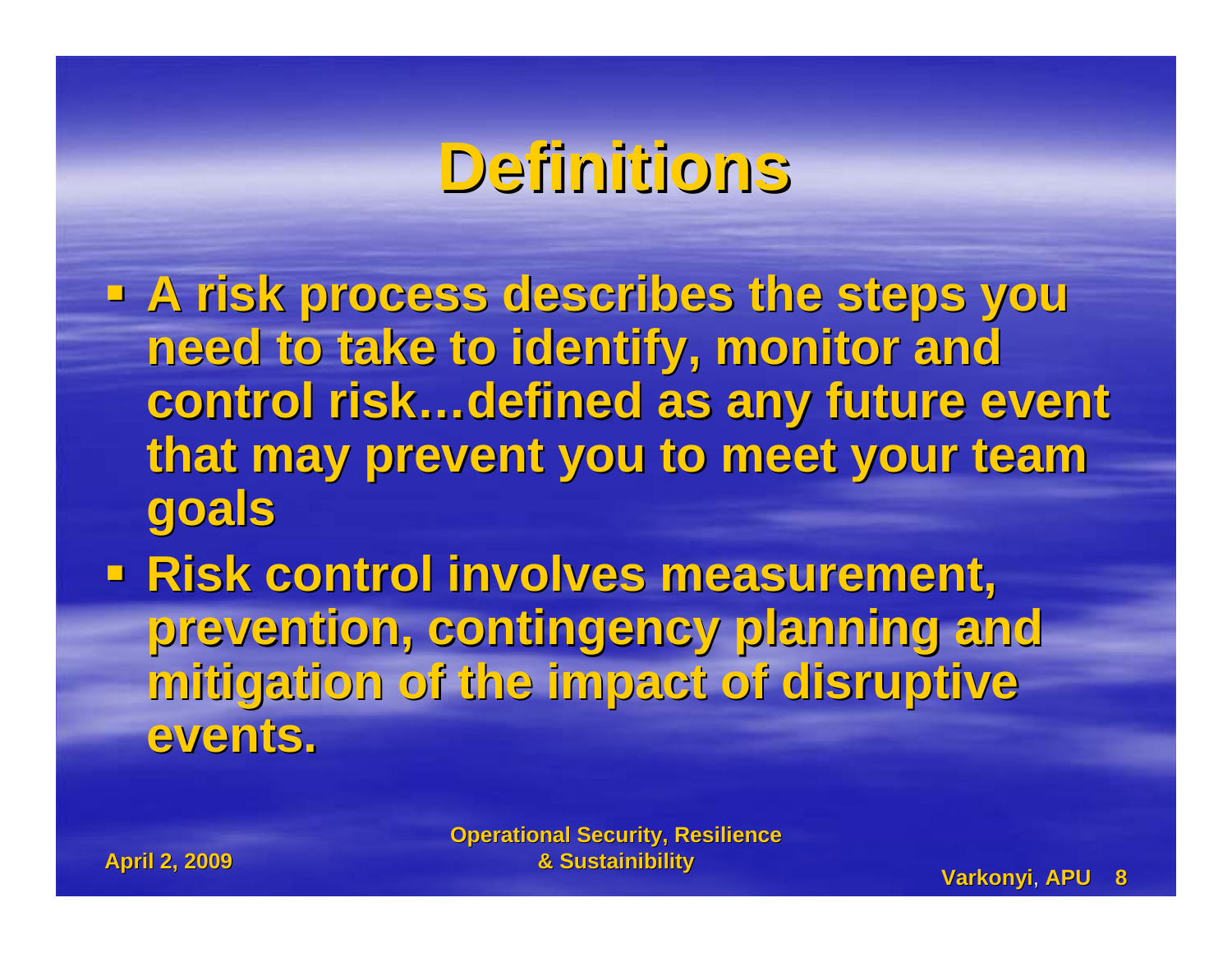# Definitions

- A risk process describes the steps you need to take to identify, monitor and control risk…defined as any future event that may prevent you to meet your team goals
- Risk control involves measurement, prevention, contingency planning and mitigation of the impact of disruptive events.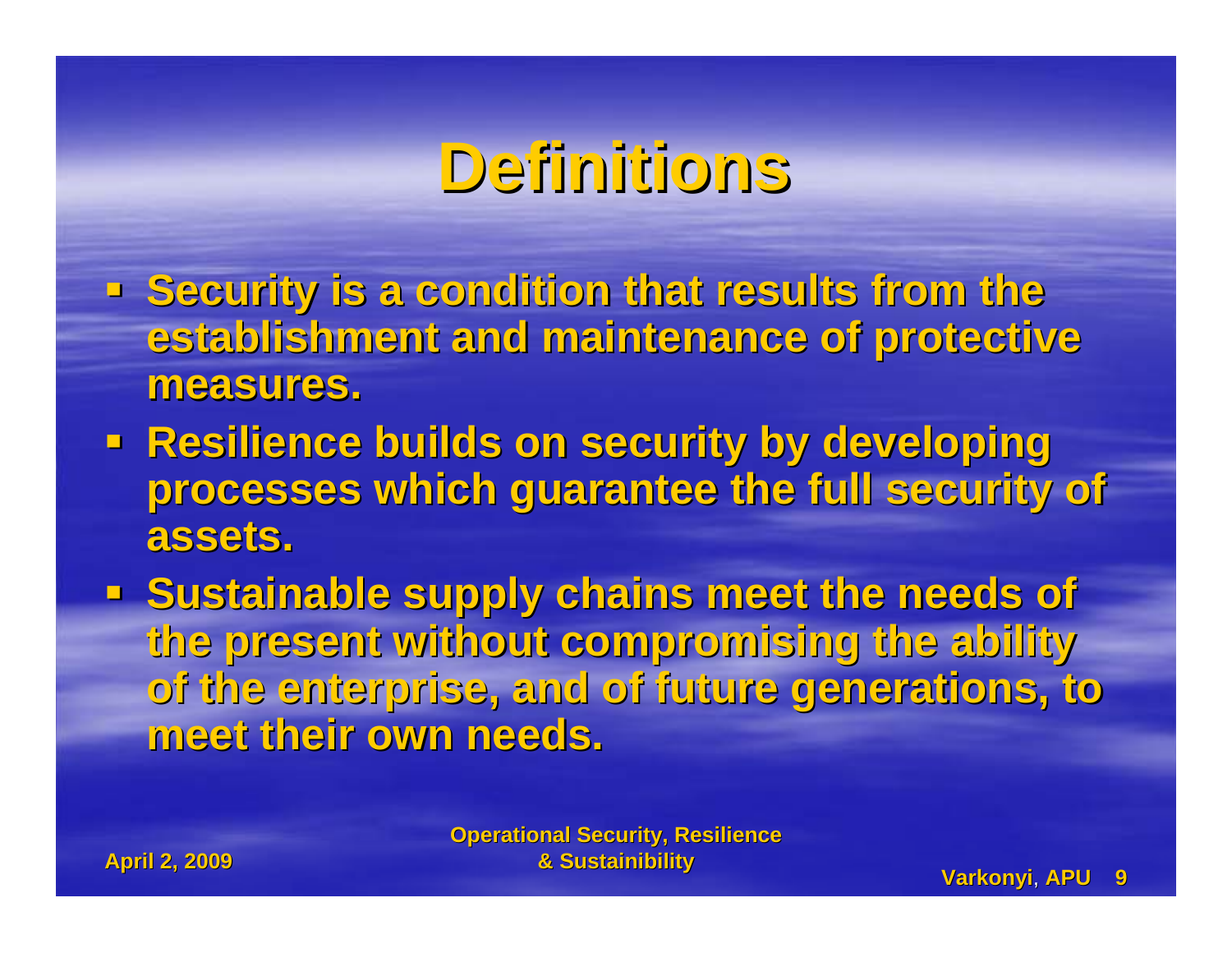# Definitions

- Security is a condition that results from the establishment and maintenance of protective measures.
- Resilience builds on security by developing processes which guarantee the full security of assets.
- Sustainable supply chains meet the needs of the present without compromising the ability of the enterprise, and of future generations, to meet their own needs.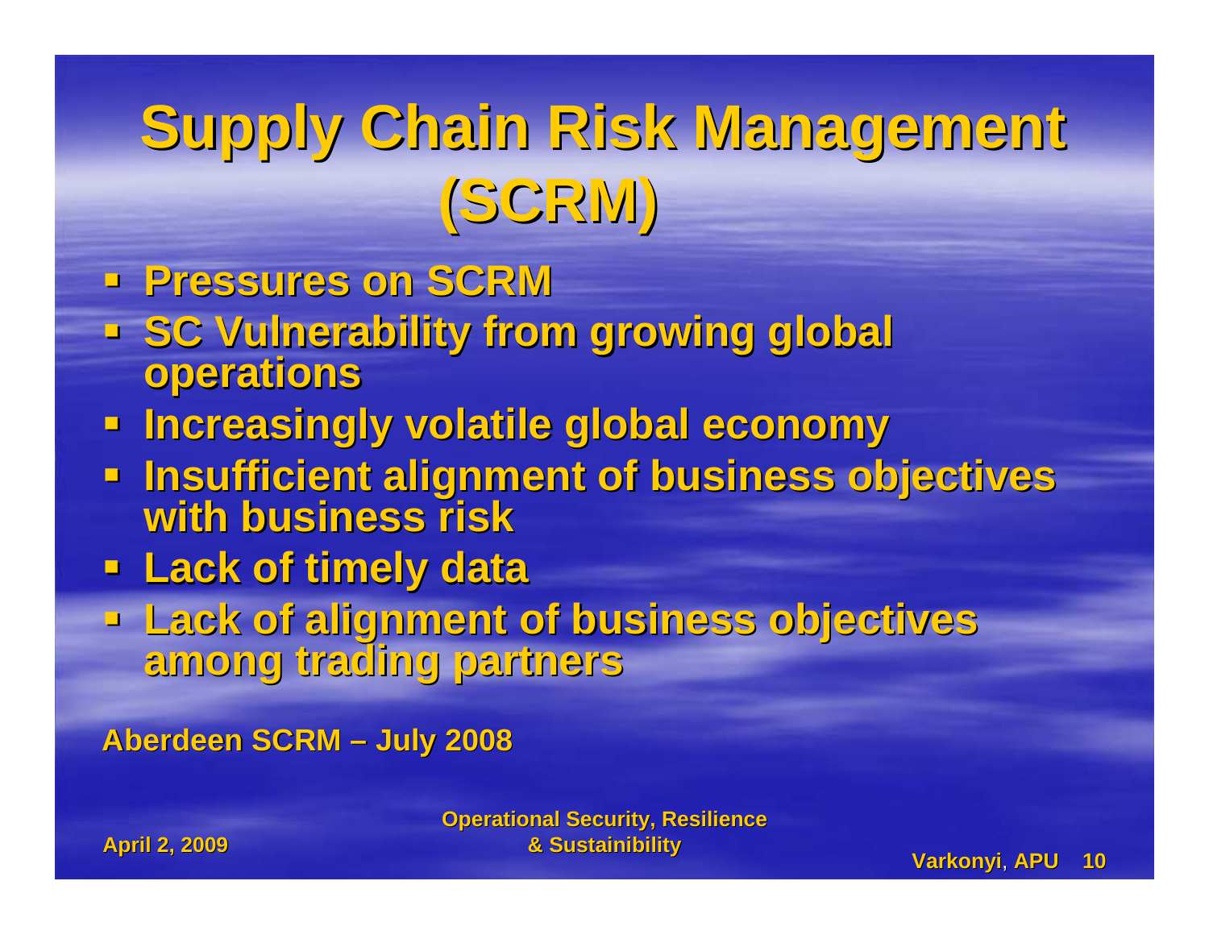# Supply Chain Risk Management (SCRM)

- Pressures on SCRM
- SC Vulnerability from growing global operations
- Increasingly volatile global economy
- Insufficient alignment of business objectives with business risk
- Lack of timely data
- Lack of alignment of business objectives among trading partners

Aberdeen SCRM – July 2008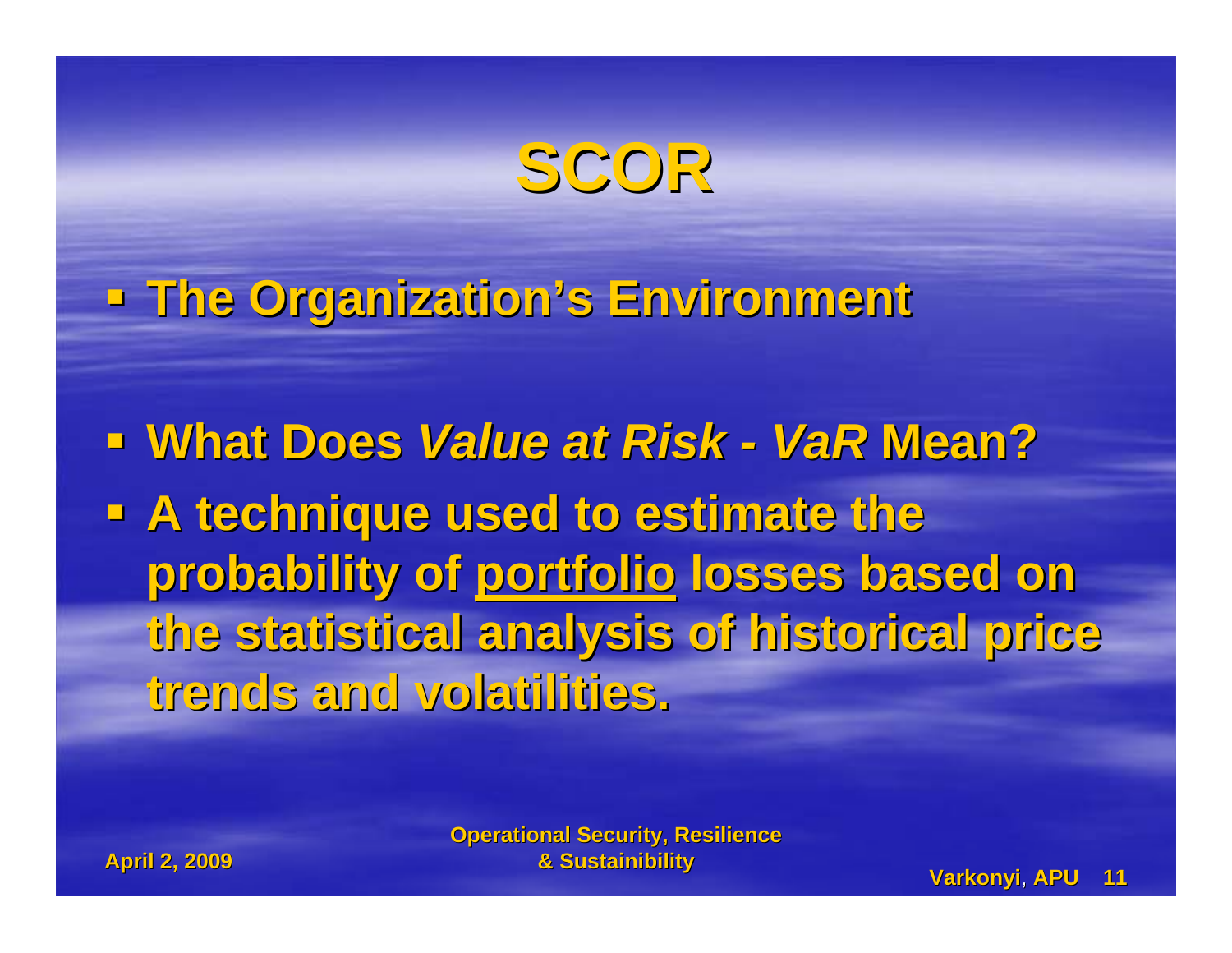# SCOR

- **The Organization's Environment**

- **What Does *Value at Risk - VaR* Mean?**
- **A technique used to estimate the probability of portfolio losses based on the statistical analysis of historical price trends and volatilities.**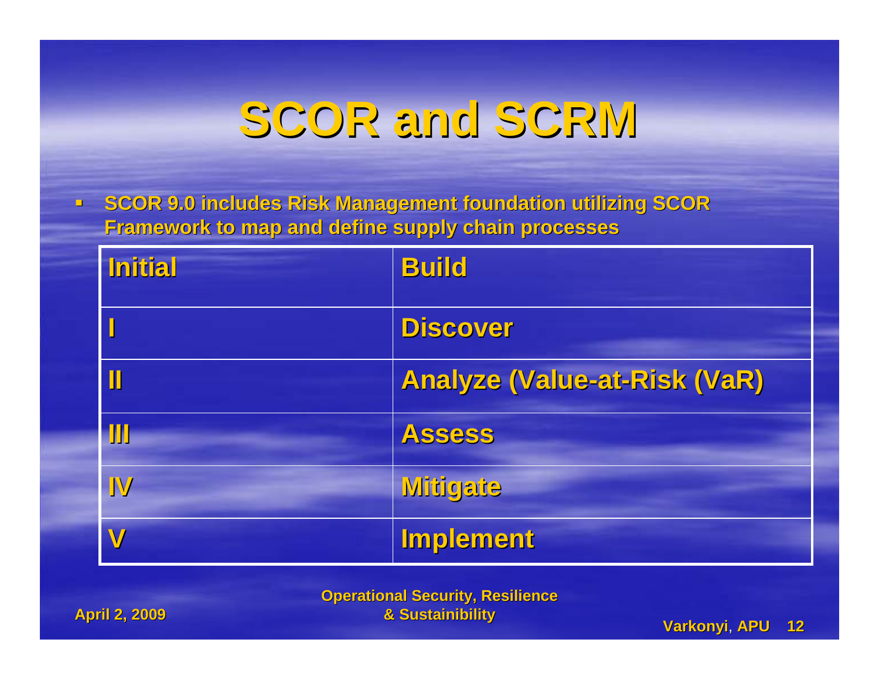# SCOR and SCRM

- SCOR 9.0 includes Risk Management foundation utilizing SCOR Framework to map and define supply chain processes

| Initial | Build |
|---|---|
| I | Discover |
| II | Analyze (Value-at-Risk (VaR) |
| III | Assess |
| IV | Mitigate |
| V | Implement |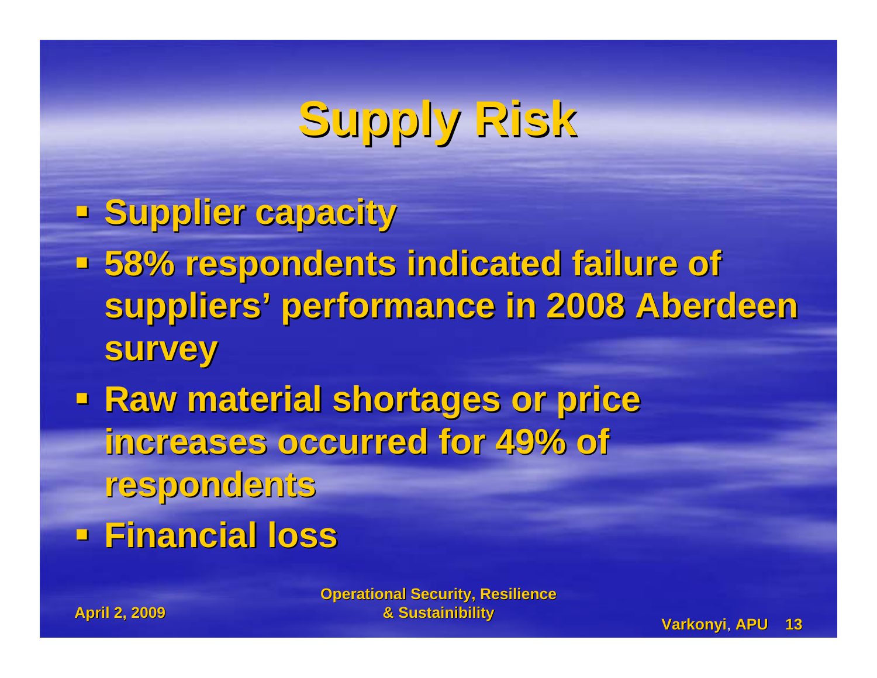# Supply Risk

- Supplier capacity
- 58% respondents indicated failure of suppliers' performance in 2008 Aberdeen survey
- Raw material shortages or price increases occurred for 49% of respondents
- Financial loss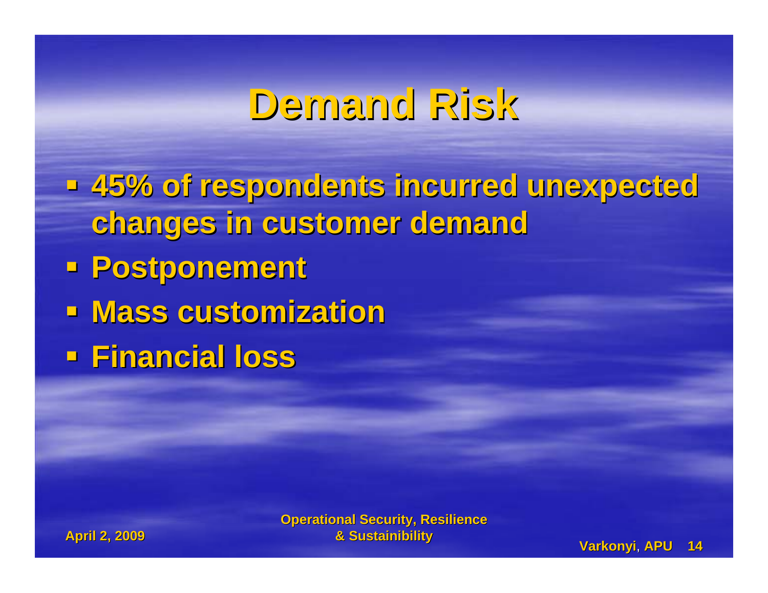# Demand Risk

- 45% of respondents incurred unexpected changes in customer demand
- Postponement
- Mass customization
- Financial loss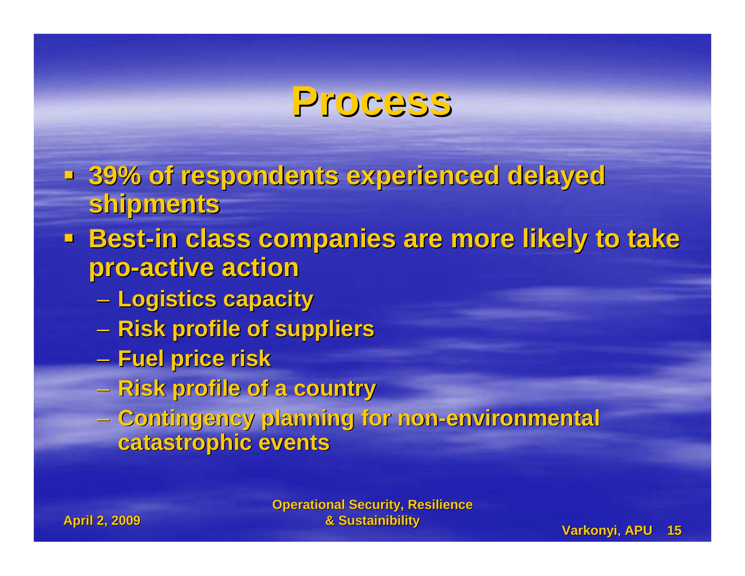# Process

- 39% of respondents experienced delayed shipments
- Best-in class companies are more likely to take pro-active action
  - Logistics capacity
  - Risk profile of suppliers
  - Fuel price risk
  - Risk profile of a country
  - Contingency planning for non-environmental catastrophic events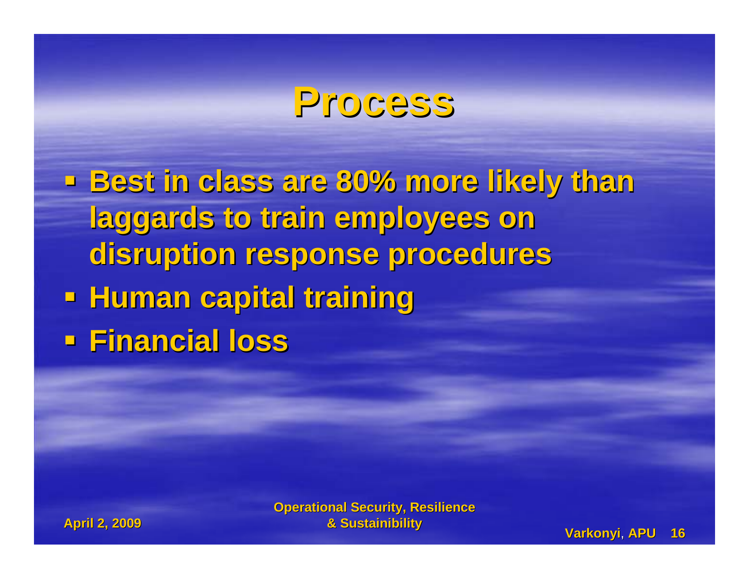# Process

- Best in class are 80% more likely than laggards to train employees on disruption response procedures
- Human capital training
- Financial loss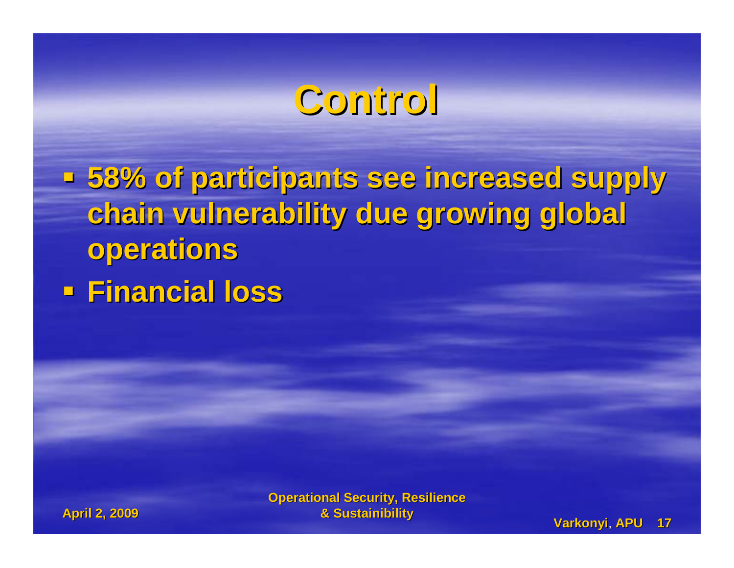# Control

- 58% of participants see increased supply chain vulnerability due growing global operations
- Financial loss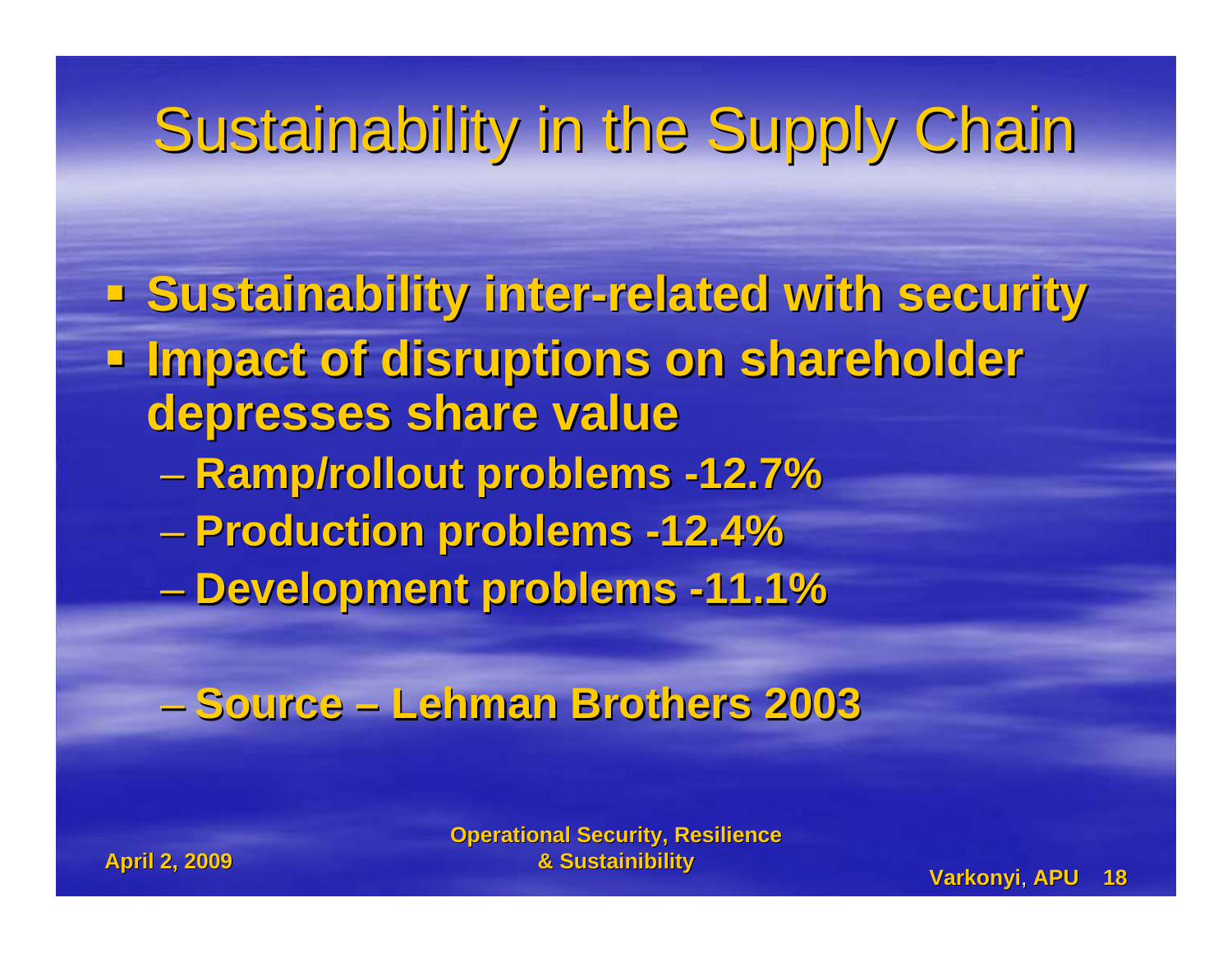# Sustainability in the Supply Chain

- **Sustainability inter-related with security**
- **Impact of disruptions on shareholder depresses share value**
  - **Ramp/rollout problems -12.7%**
  - **Production problems -12.4%**
  - **Development problems -11.1%**

  - **Source – Lehman Brothers 2003**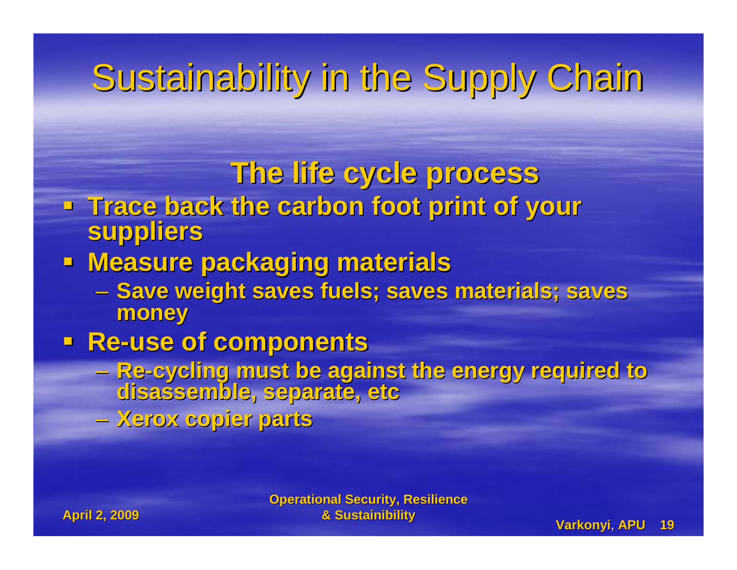# Sustainability in the Supply Chain

## The life cycle process

- Trace back the carbon foot print of your suppliers
- Measure packaging materials
  - Save weight saves fuels; saves materials; saves money
- Re-use of components
  - Re-cycling must be against the energy required to disassemble, separate, etc
  - Xerox copier parts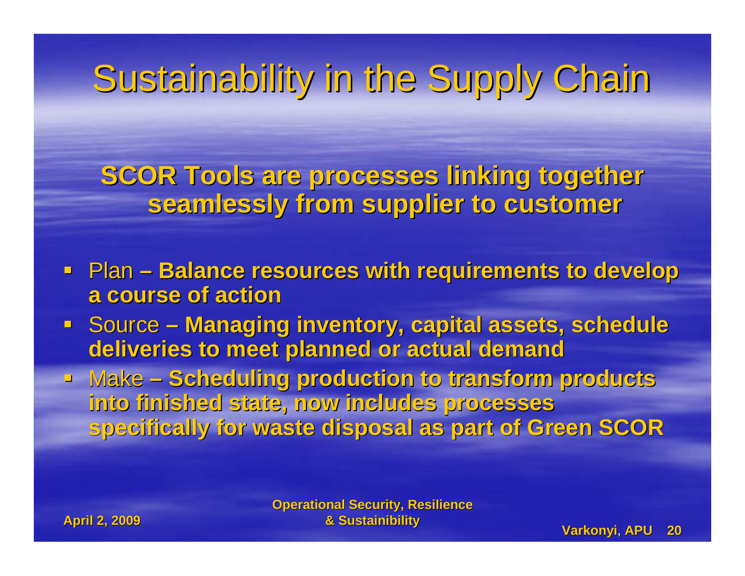# Sustainability in the Supply Chain

**SCOR Tools are processes linking together seamlessly from supplier to customer**

- Plan – **Balance resources with requirements to develop a course of action**
- Source – **Managing inventory, capital assets, schedule deliveries to meet planned or actual demand**
- Make – **Scheduling production to transform products into finished state, now includes processes specifically for waste disposal as part of Green SCOR**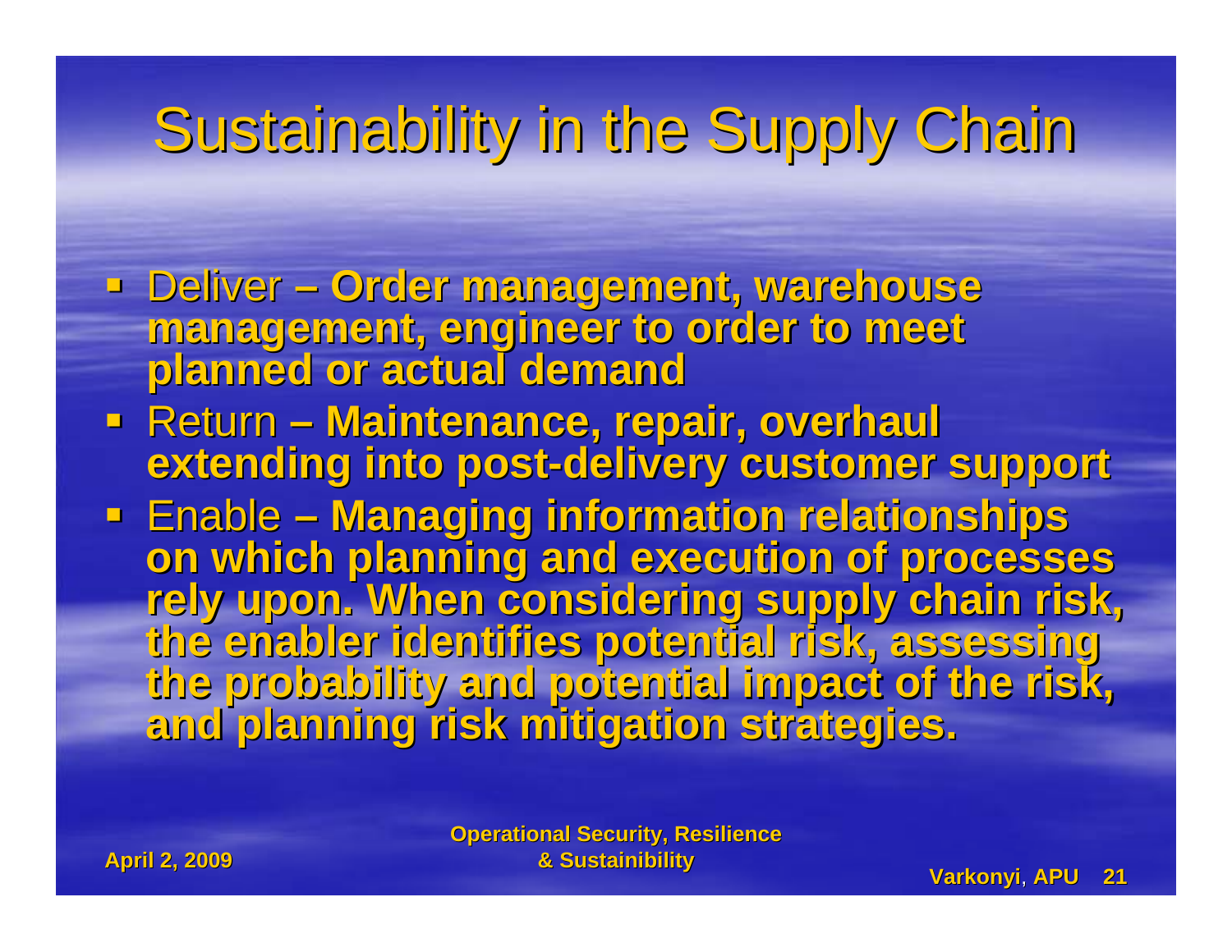# Sustainability in the Supply Chain

- Deliver – **Order management, warehouse management, engineer to order to meet planned or actual demand**
- Return – **Maintenance, repair, overhaul extending into post-delivery customer support**
- Enable – **Managing information relationships on which planning and execution of processes rely upon. When considering supply chain risk, the enabler identifies potential risk, assessing the probability and potential impact of the risk, and planning risk mitigation strategies.**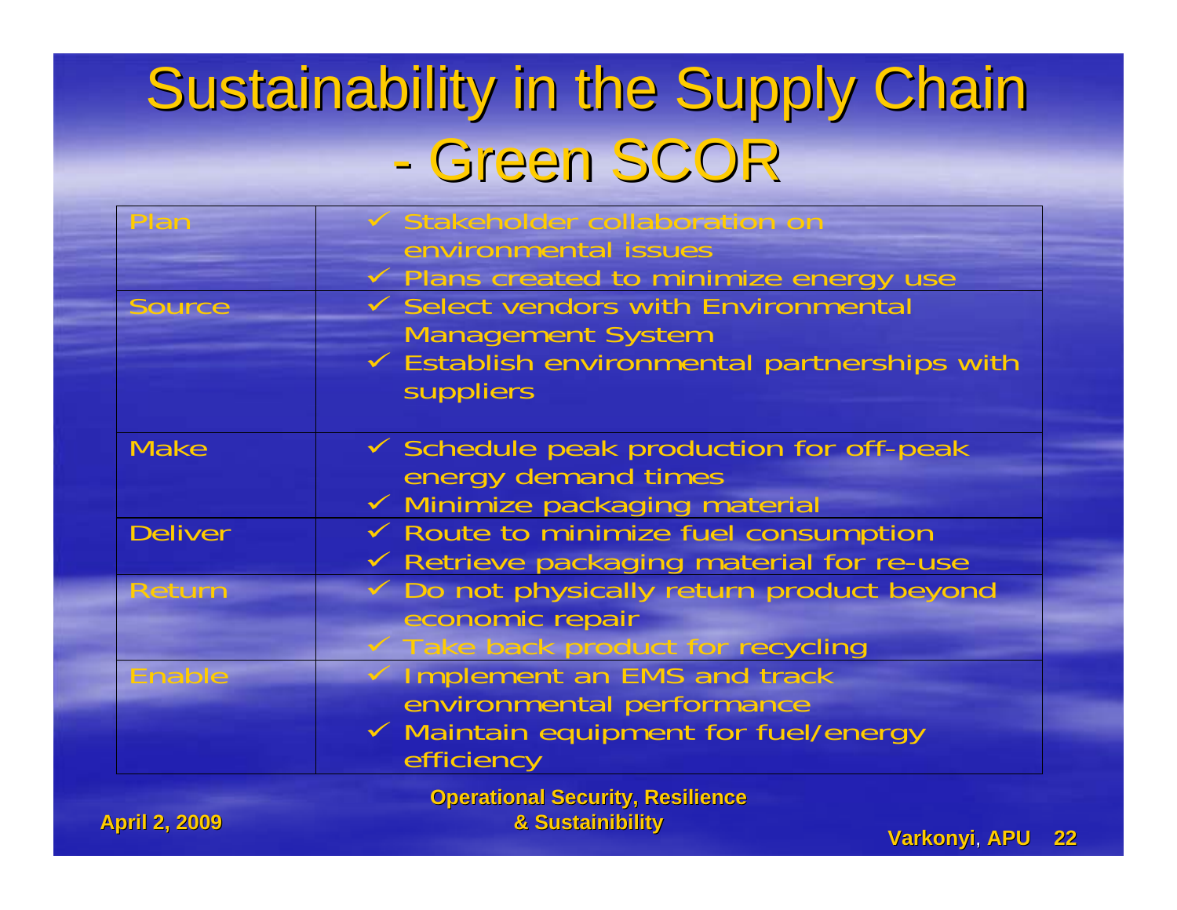# Sustainability in the Supply Chain - Green SCOR

| | |
|---|---|
| Plan | ✓ Stakeholder collaboration on environmental issues<br>✓ Plans created to minimize energy use |
| Source | ✓ Select vendors with Environmental Management System<br>✓ Establish environmental partnerships with suppliers |
| Make | ✓ Schedule peak production for off-peak energy demand times<br>✓ Minimize packaging material |
| Deliver | ✓ Route to minimize fuel consumption<br>✓ Retrieve packaging material for re-use |
| Return | ✓ Do not physically return product beyond economic repair<br>✓ Take back product for recycling |
| Enable | ✓ Implement an EMS and track environmental performance<br>✓ Maintain equipment for fuel/energy efficiency |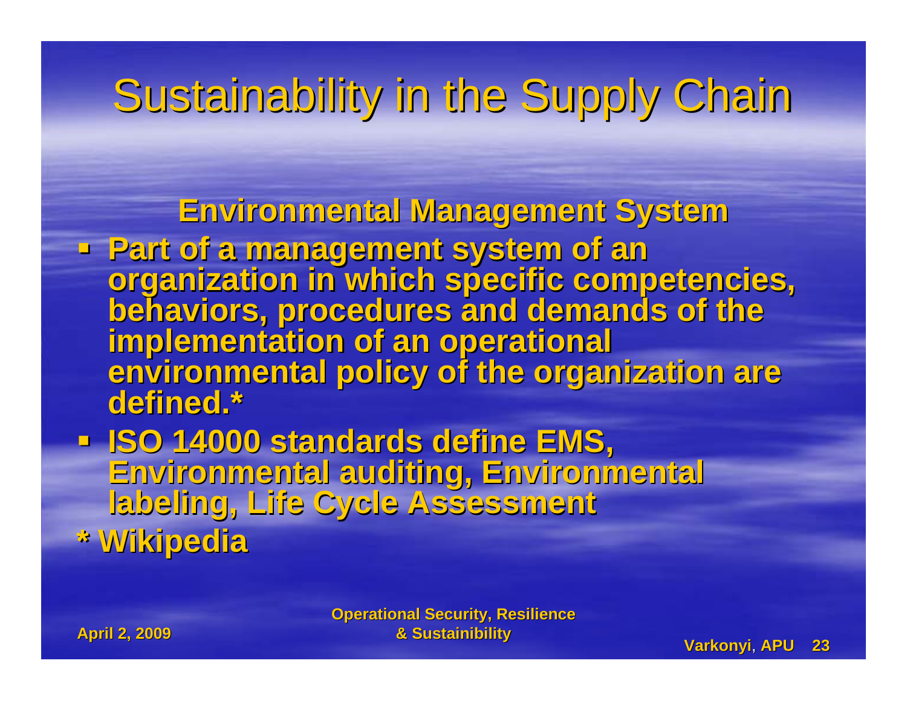# Sustainability in the Supply Chain

## Environmental Management System

- Part of a management system of an organization in which specific competencies, behaviors, procedures and demands of the implementation of an operational environmental policy of the organization are defined.*
- ISO 14000 standards define EMS, Environmental auditing, Environmental labeling, Life Cycle Assessment

* Wikipedia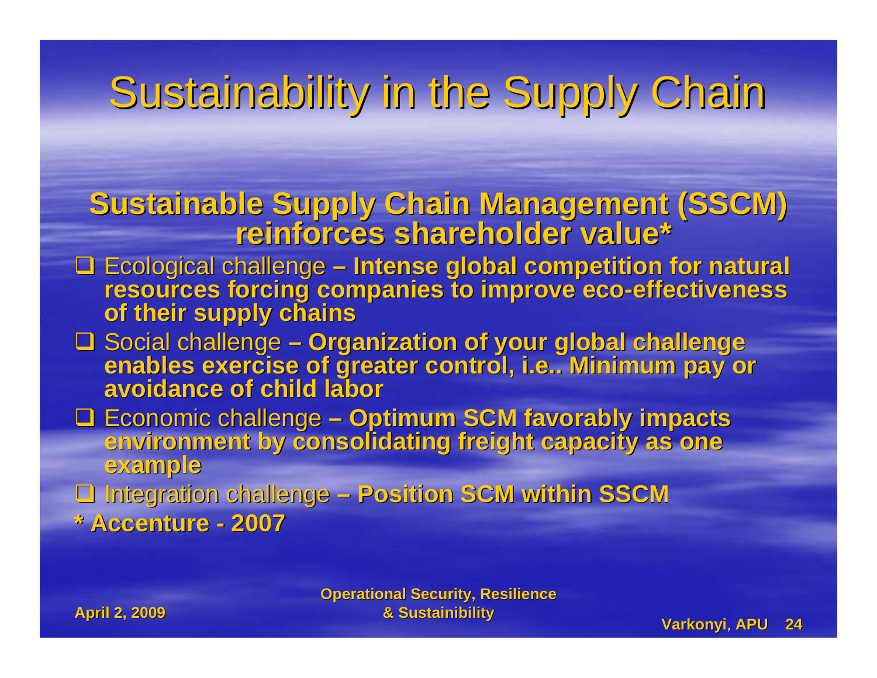# Sustainability in the Supply Chain

## Sustainable Supply Chain Management (SSCM) reinforces shareholder value*

- Ecological challenge – **Intense global competition for natural resources forcing companies to improve eco-effectiveness of their supply chains**
- Social challenge – **Organization of your global challenge enables exercise of greater control, i.e.. Minimum pay or avoidance of child labor**
- Economic challenge – **Optimum SCM favorably impacts environment by consolidating freight capacity as one example**
- Integration challenge – **Position SCM within SSCM**

**\* Accenture - 2007**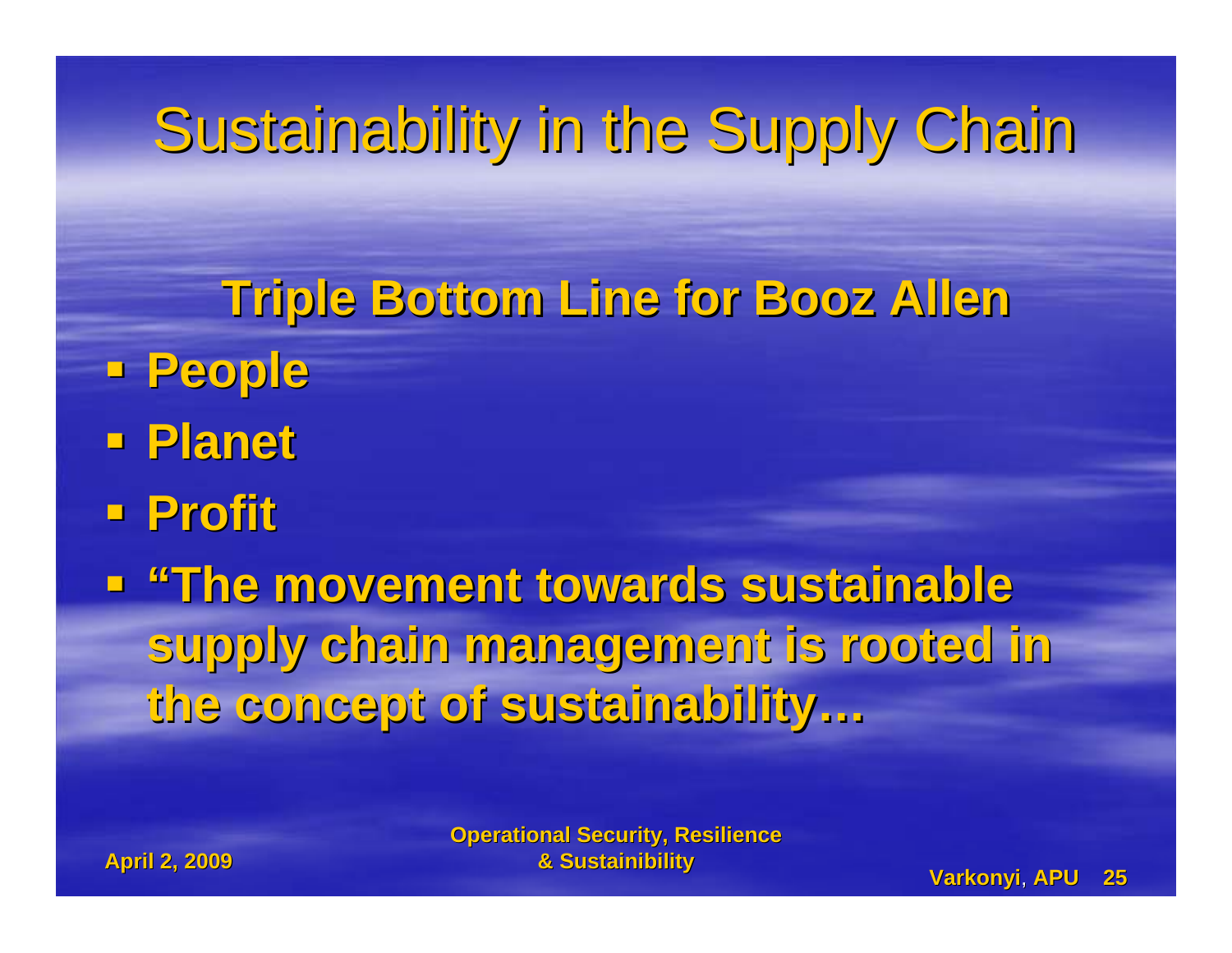# Sustainability in the Supply Chain

**Triple Bottom Line for Booz Allen**

- **People**
- **Planet**
- **Profit**
- **"The movement towards sustainable supply chain management is rooted in the concept of sustainability…**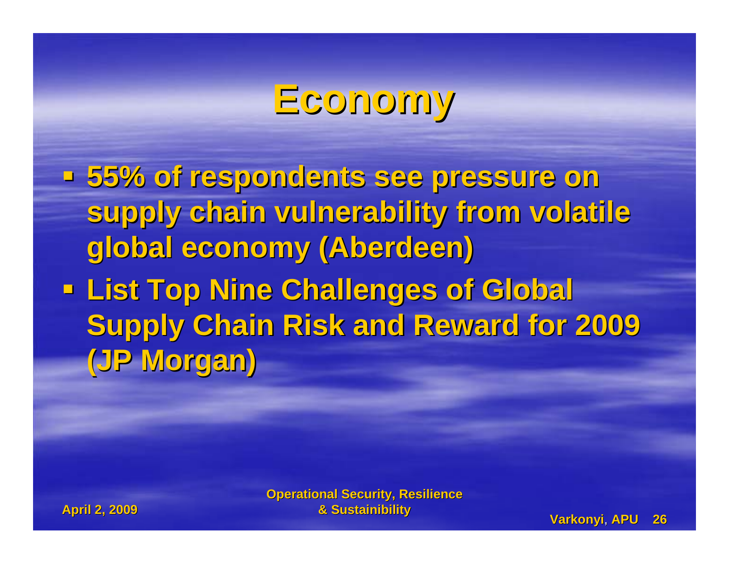# Economy

- 55% of respondents see pressure on supply chain vulnerability from volatile global economy (Aberdeen)
- List Top Nine Challenges of Global Supply Chain Risk and Reward for 2009 (JP Morgan)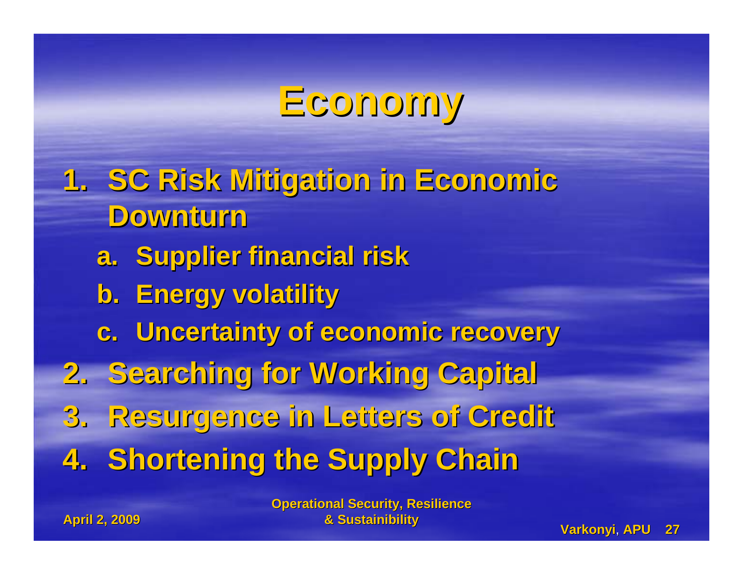# Economy

1. SC Risk Mitigation in Economic Downturn
   a. Supplier financial risk
   b. Energy volatility
   c. Uncertainty of economic recovery
2. Searching for Working Capital
3. Resurgence in Letters of Credit
4. Shortening the Supply Chain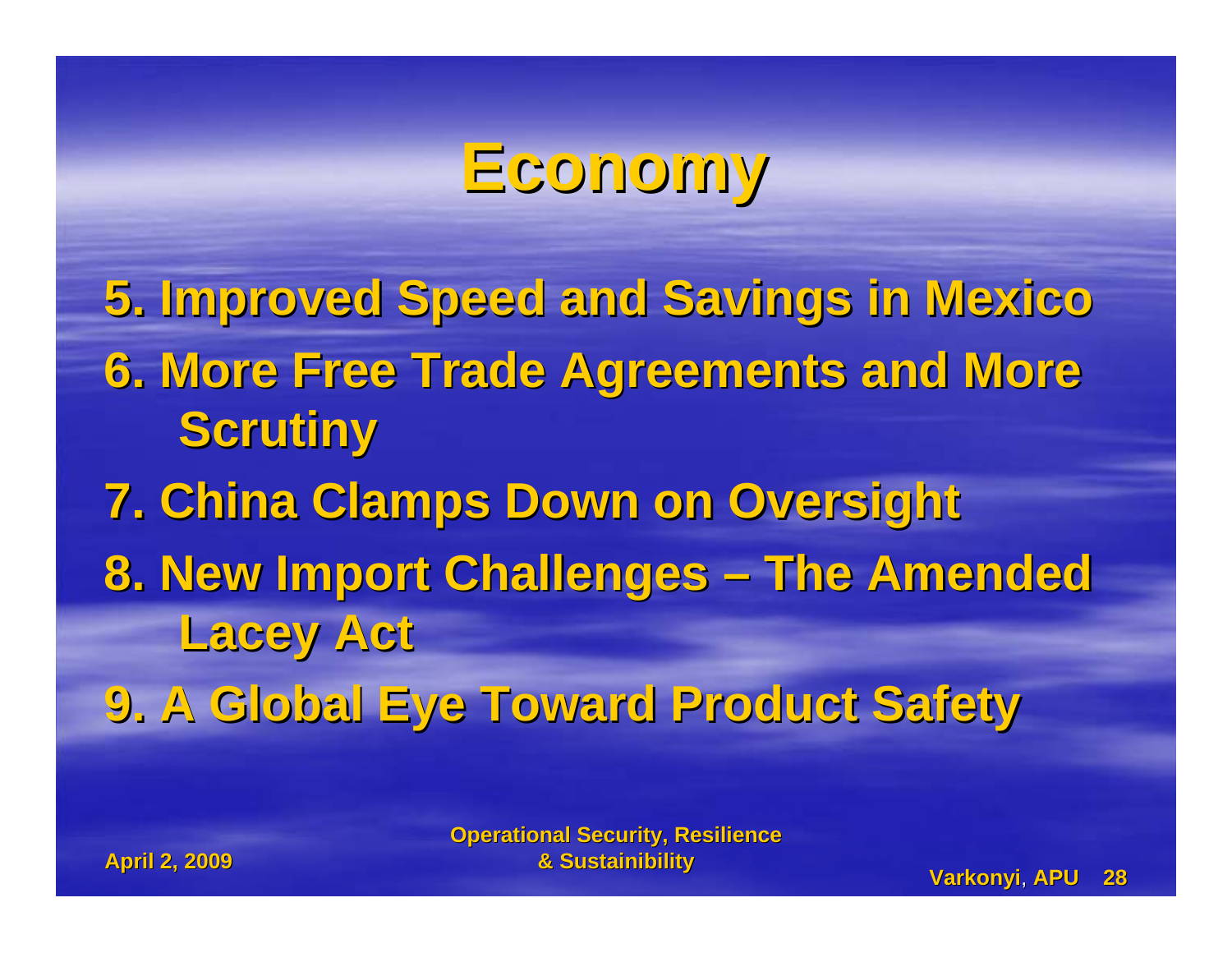# Economy

5. Improved Speed and Savings in Mexico
6. More Free Trade Agreements and More Scrutiny
7. China Clamps Down on Oversight
8. New Import Challenges – The Amended Lacey Act
9. A Global Eye Toward Product Safety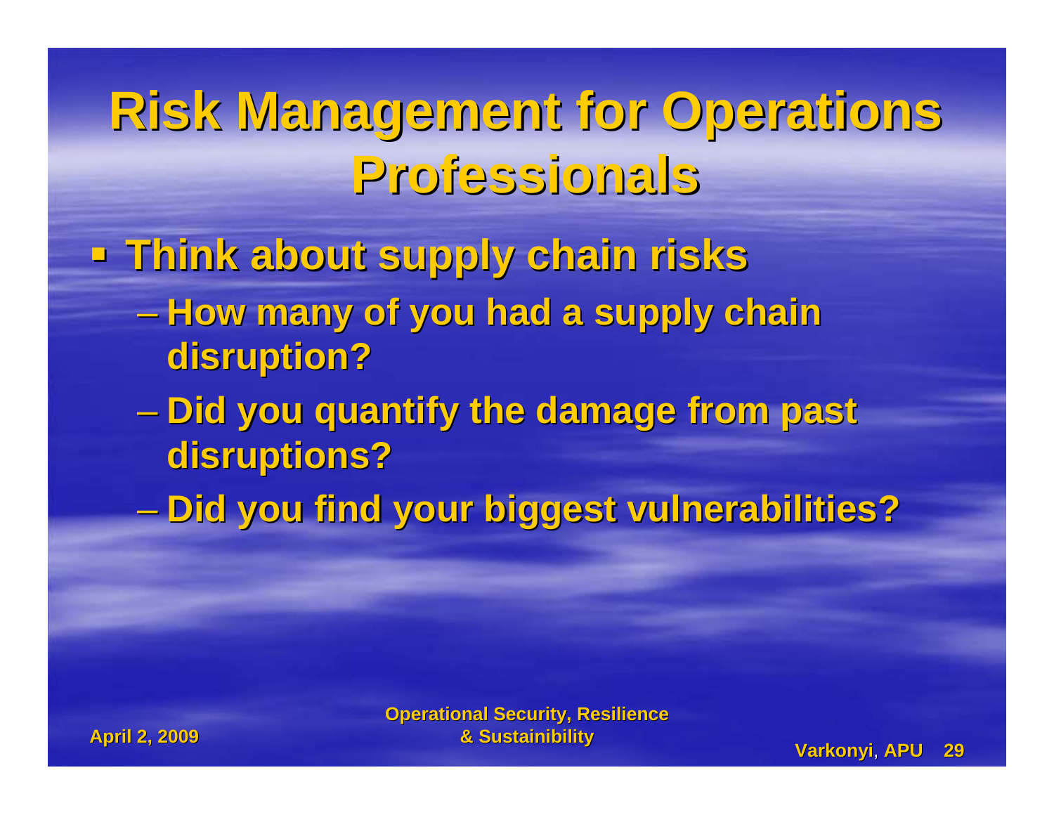# Risk Management for Operations Professionals

- Think about supply chain risks
  - How many of you had a supply chain disruption?
  - Did you quantify the damage from past disruptions?
  - Did you find your biggest vulnerabilities?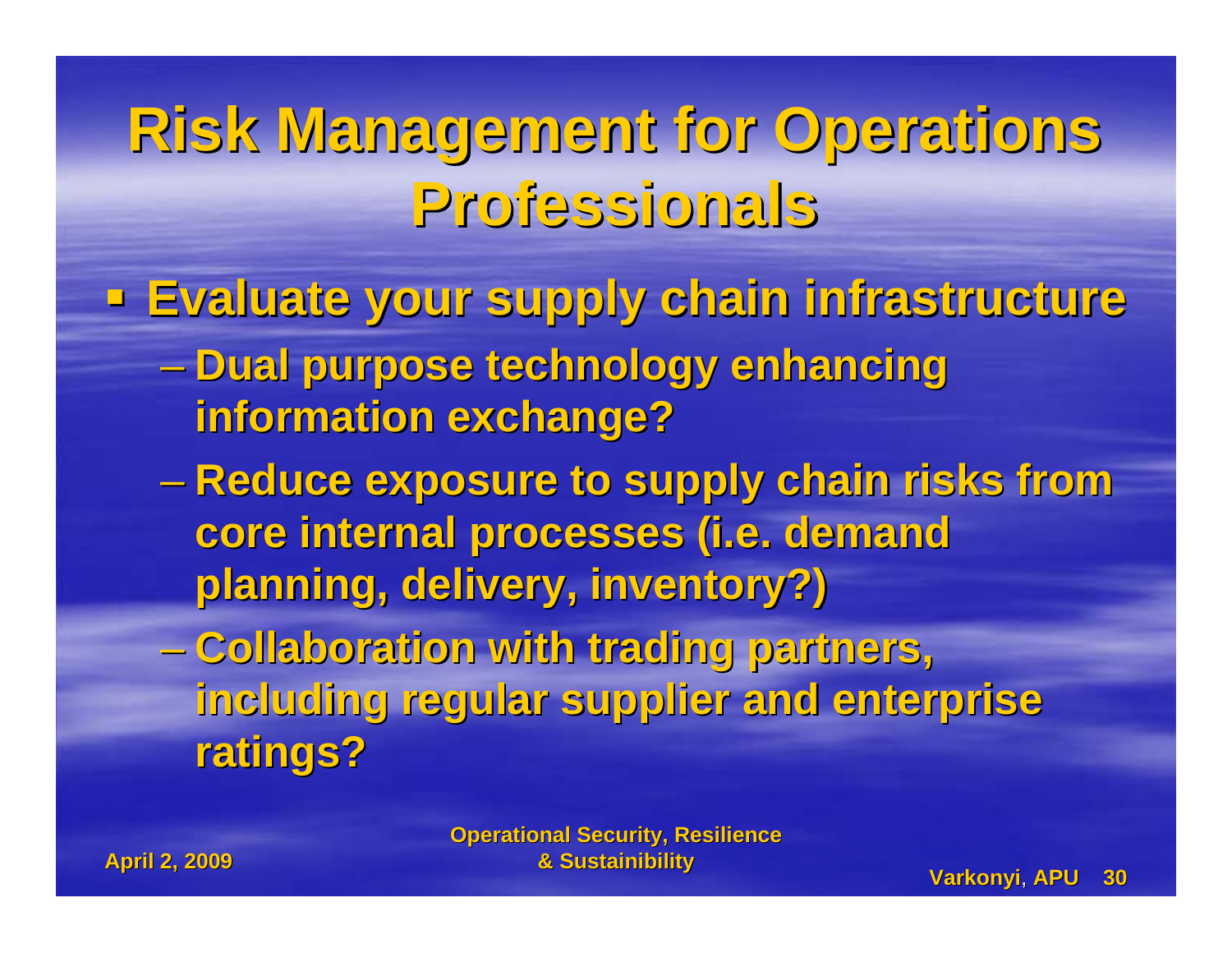# Risk Management for Operations Professionals

- **Evaluate your supply chain infrastructure**
  - Dual purpose technology enhancing information exchange?
  - Reduce exposure to supply chain risks from core internal processes (i.e. demand planning, delivery, inventory?)
  - Collaboration with trading partners, including regular supplier and enterprise ratings?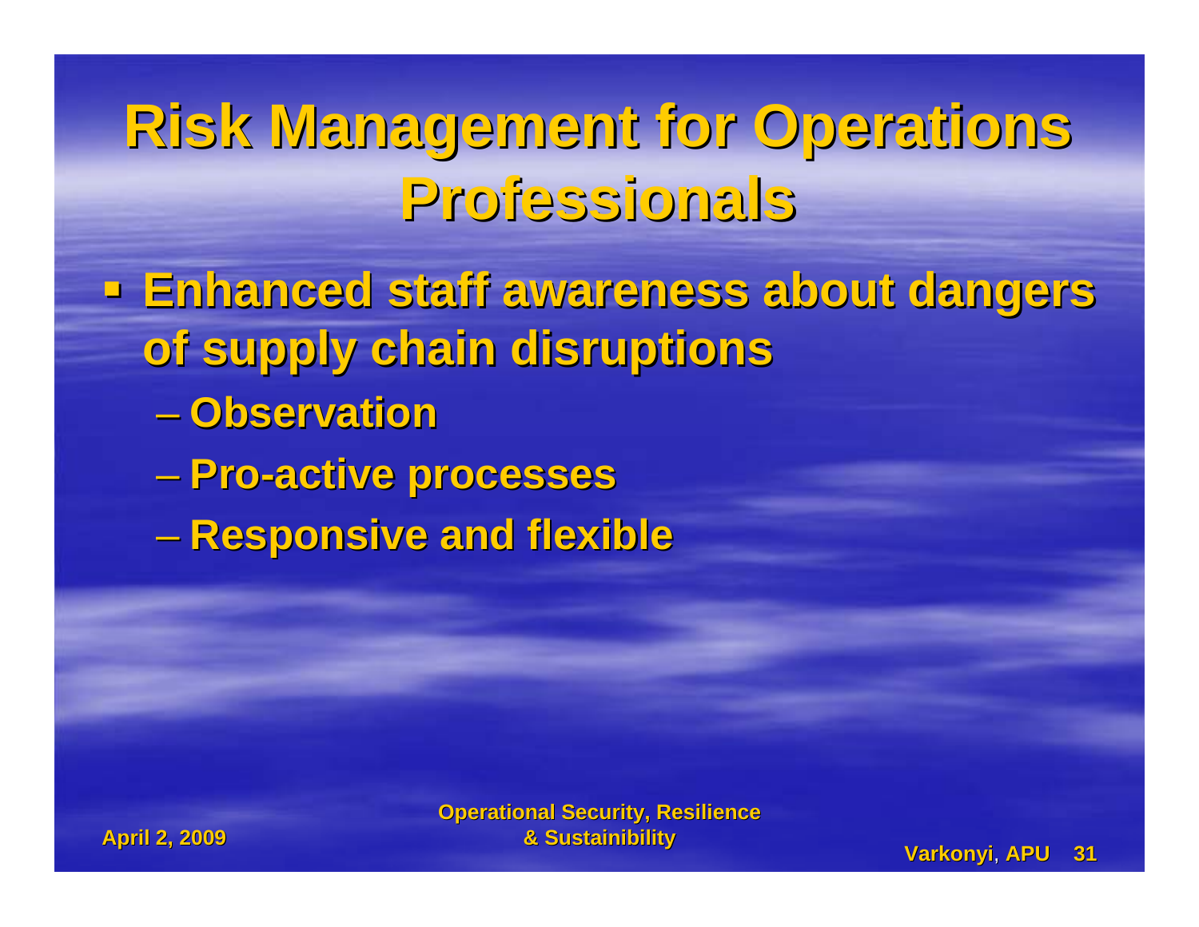# Risk Management for Operations Professionals

- Enhanced staff awareness about dangers of supply chain disruptions
  - Observation
  - Pro-active processes
  - Responsive and flexible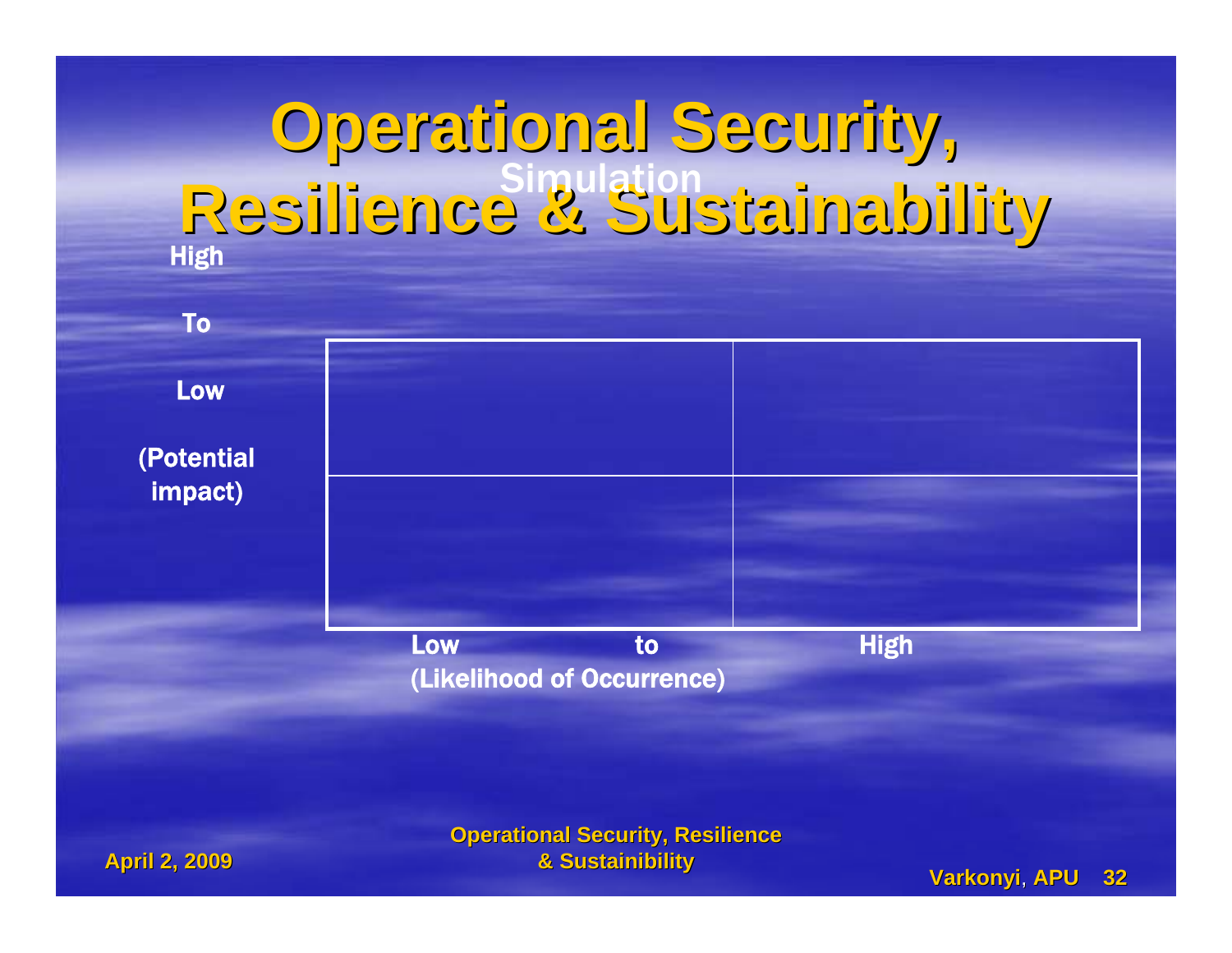# Operational Security, Resilience & Sustainability

Simulation

High

To

Low

(Potential impact)

| | |
|---|---|
| | |
| | |

Low to High

(Likelihood of Occurrence)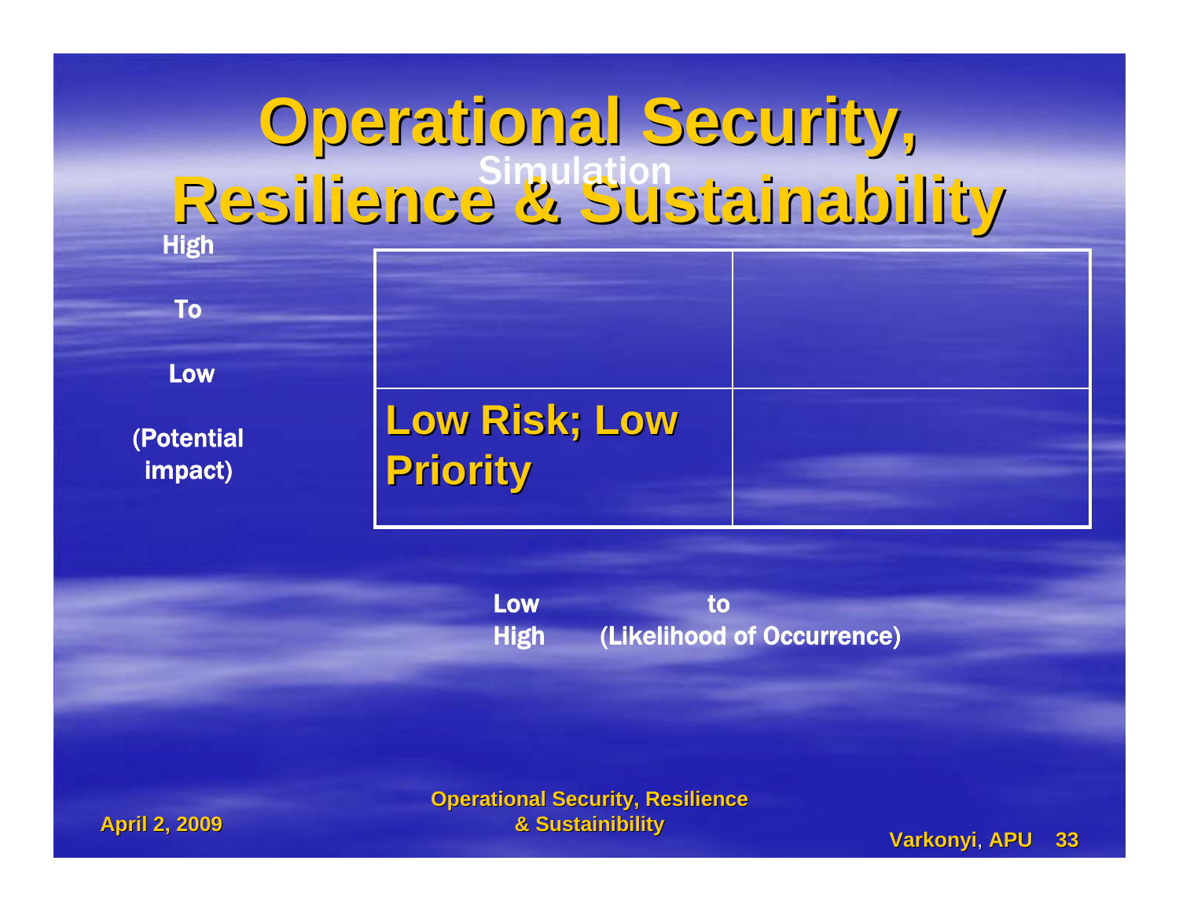# Operational Security, Resilience & Sustainability

Simulation

High

To

Low

(Potential impact)

| | |
|---|---|
| | |
| **Low Risk; Low Priority** | |

Low to High (Likelihood of Occurrence)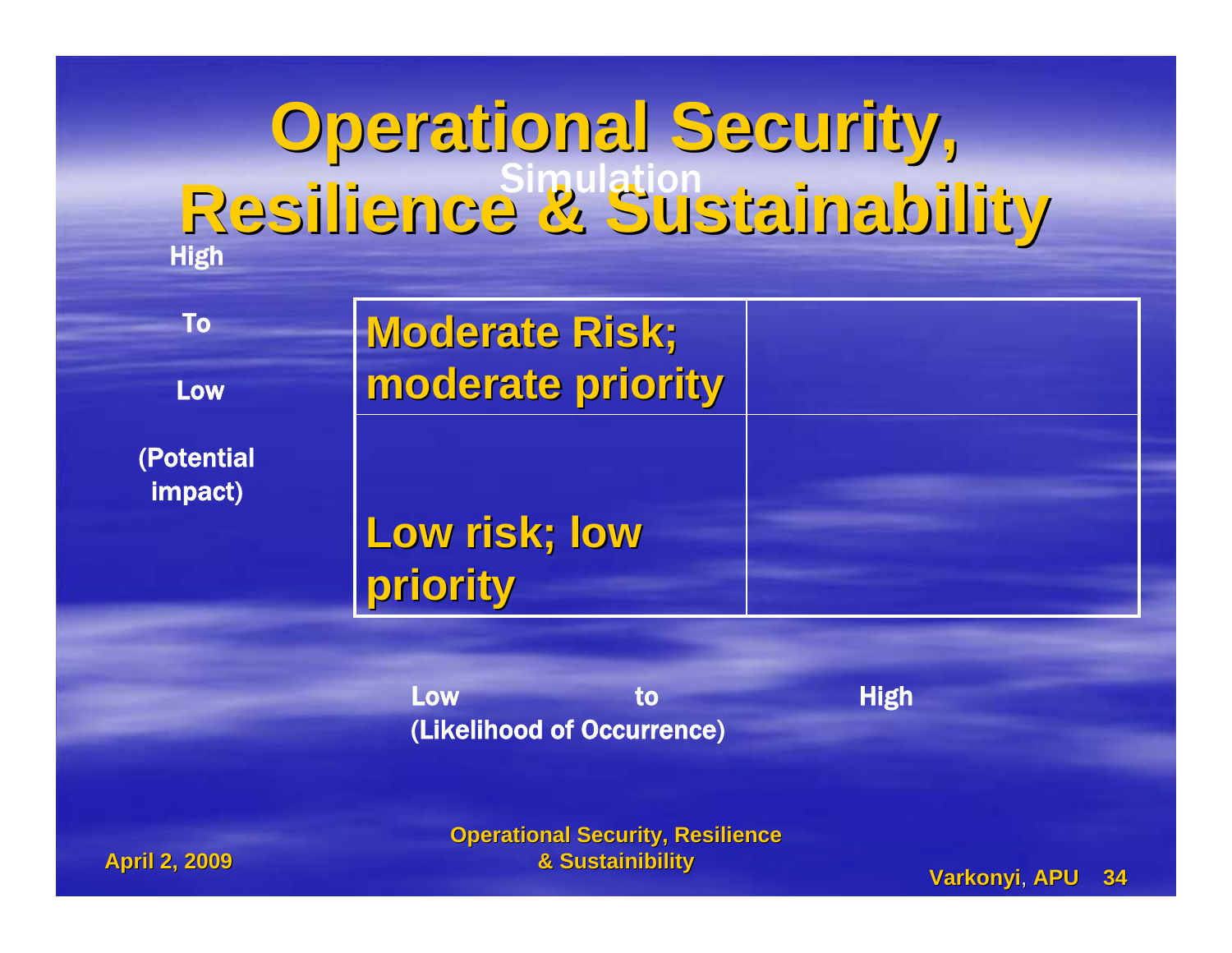# Operational Security, Resilience & Sustainability

Simulation

High

To

Low

(Potential impact)

| | |
|---|---|
| **Moderate Risk; moderate priority** | |
| **Low risk; low priority** | |

Low to High

(Likelihood of Occurrence)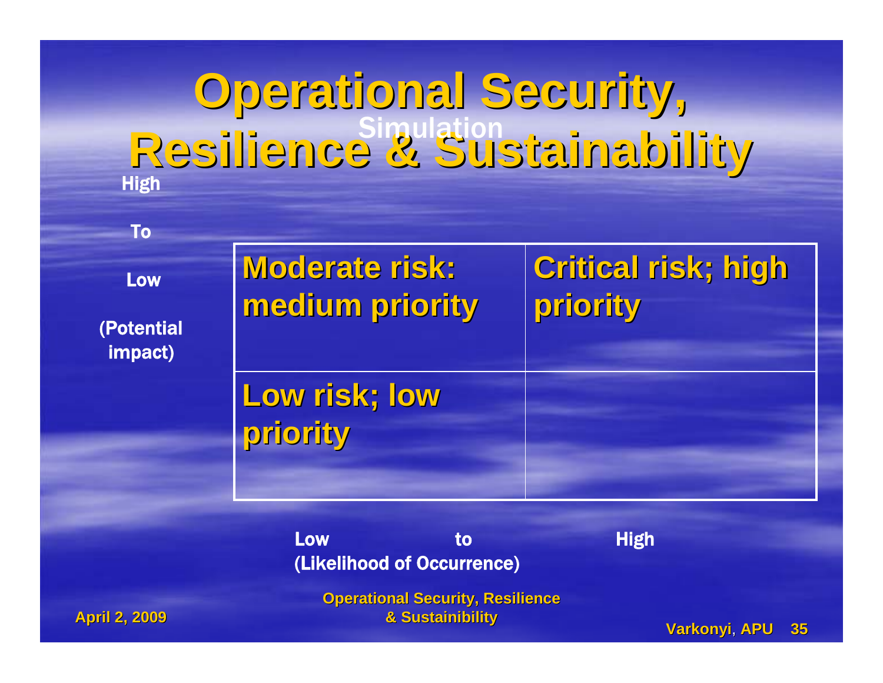# Operational Security, Resilience & Sustainability

Simulation

High

To

Low

(Potential impact)

| | |
|---|---|
| **Moderate risk: medium priority** | **Critical risk; high priority** |
| **Low risk; low priority** | |

Low to High
(Likelihood of Occurrence)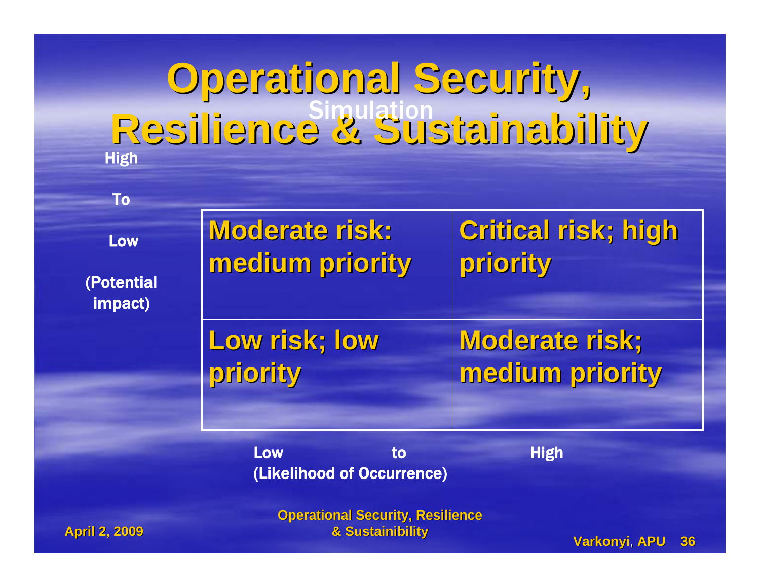# Operational Security, Resilience & Sustainability

Simulation

High

To

Low

(Potential impact)

| | |
|---|---|
| Moderate risk: medium priority | Critical risk; high priority |
| Low risk; low priority | Moderate risk; medium priority |

Low to High

(Likelihood of Occurrence)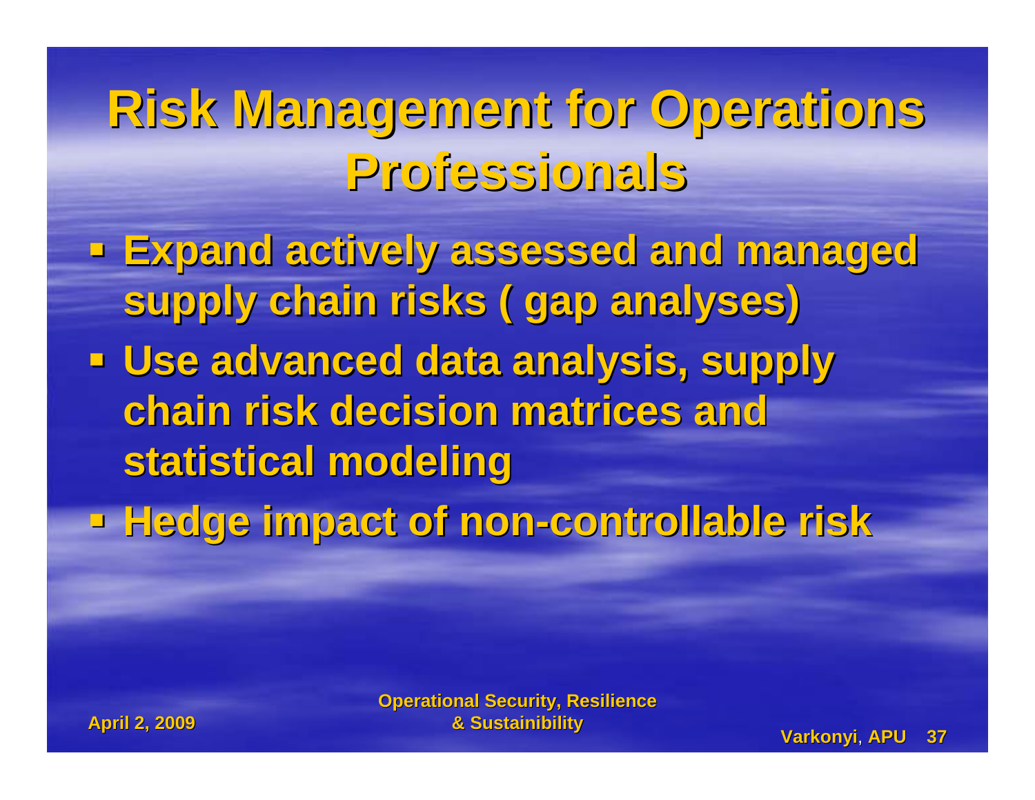# Risk Management for Operations Professionals

- Expand actively assessed and managed supply chain risks ( gap analyses)
- Use advanced data analysis, supply chain risk decision matrices and statistical modeling
- Hedge impact of non-controllable risk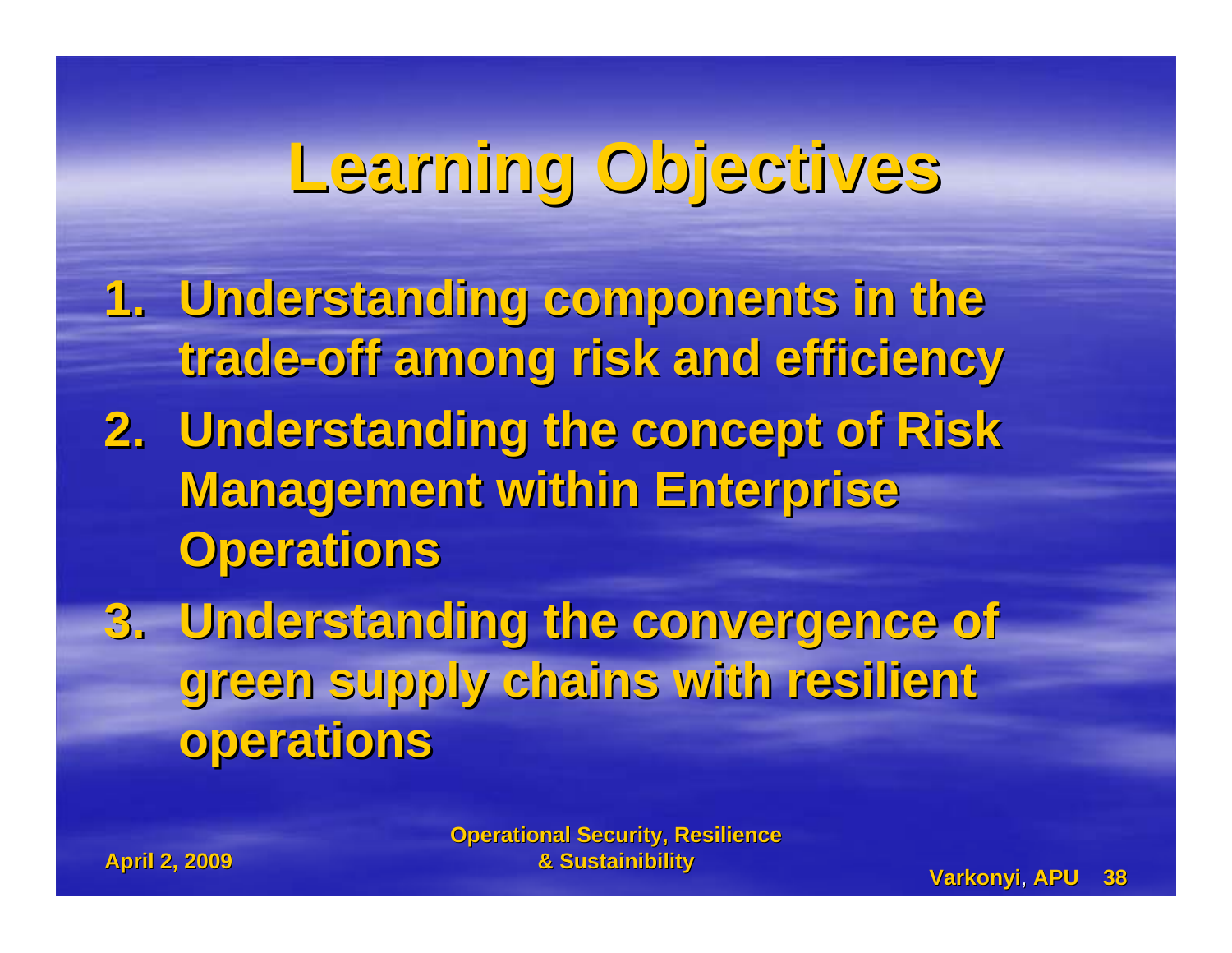# Learning Objectives

1. Understanding components in the trade-off among risk and efficiency
2. Understanding the concept of Risk Management within Enterprise Operations
3. Understanding the convergence of green supply chains with resilient operations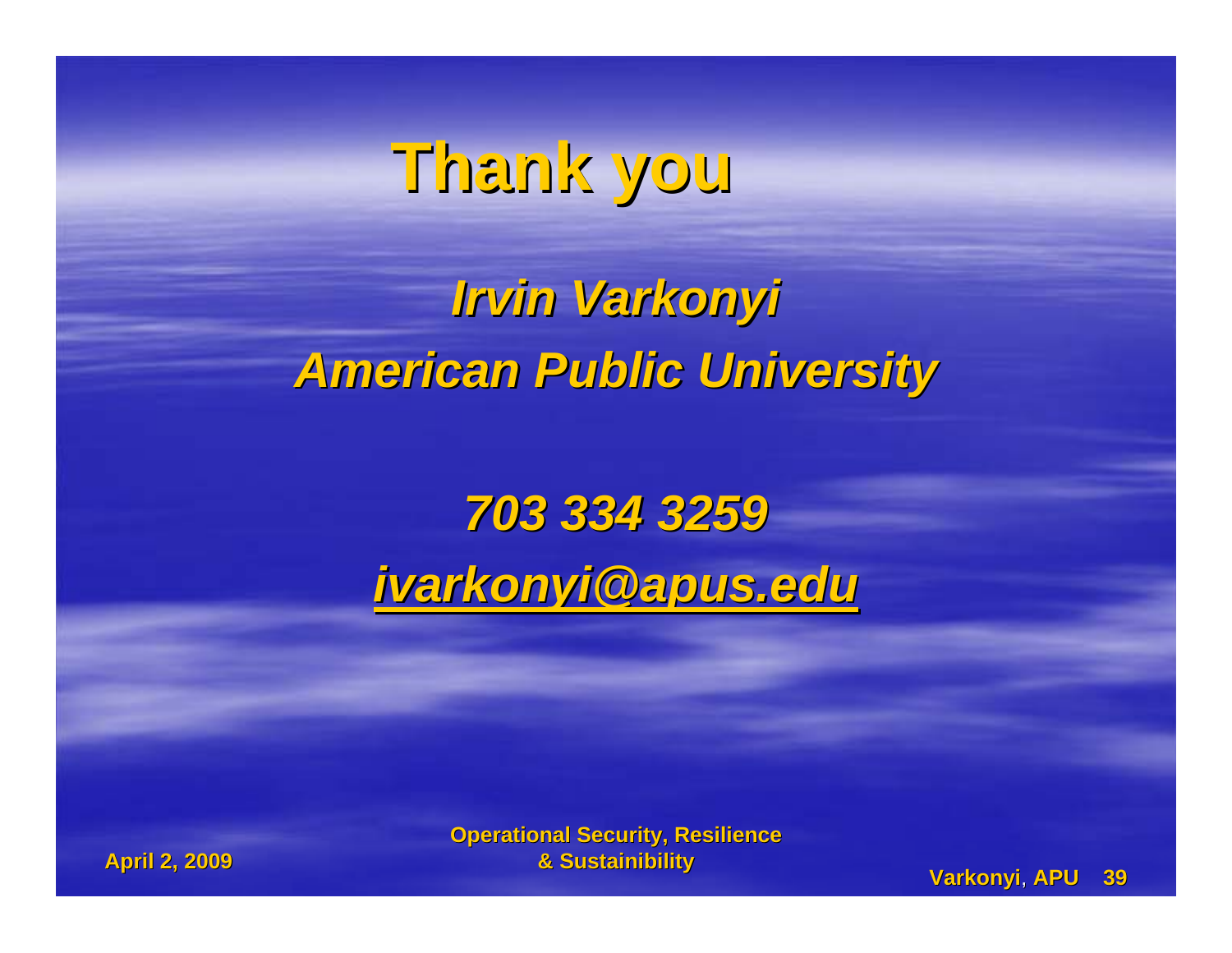# Thank you

***Irvin Varkonyi***

***American Public University***

***703 334 3259***

***ivarkonyi@apus.edu***